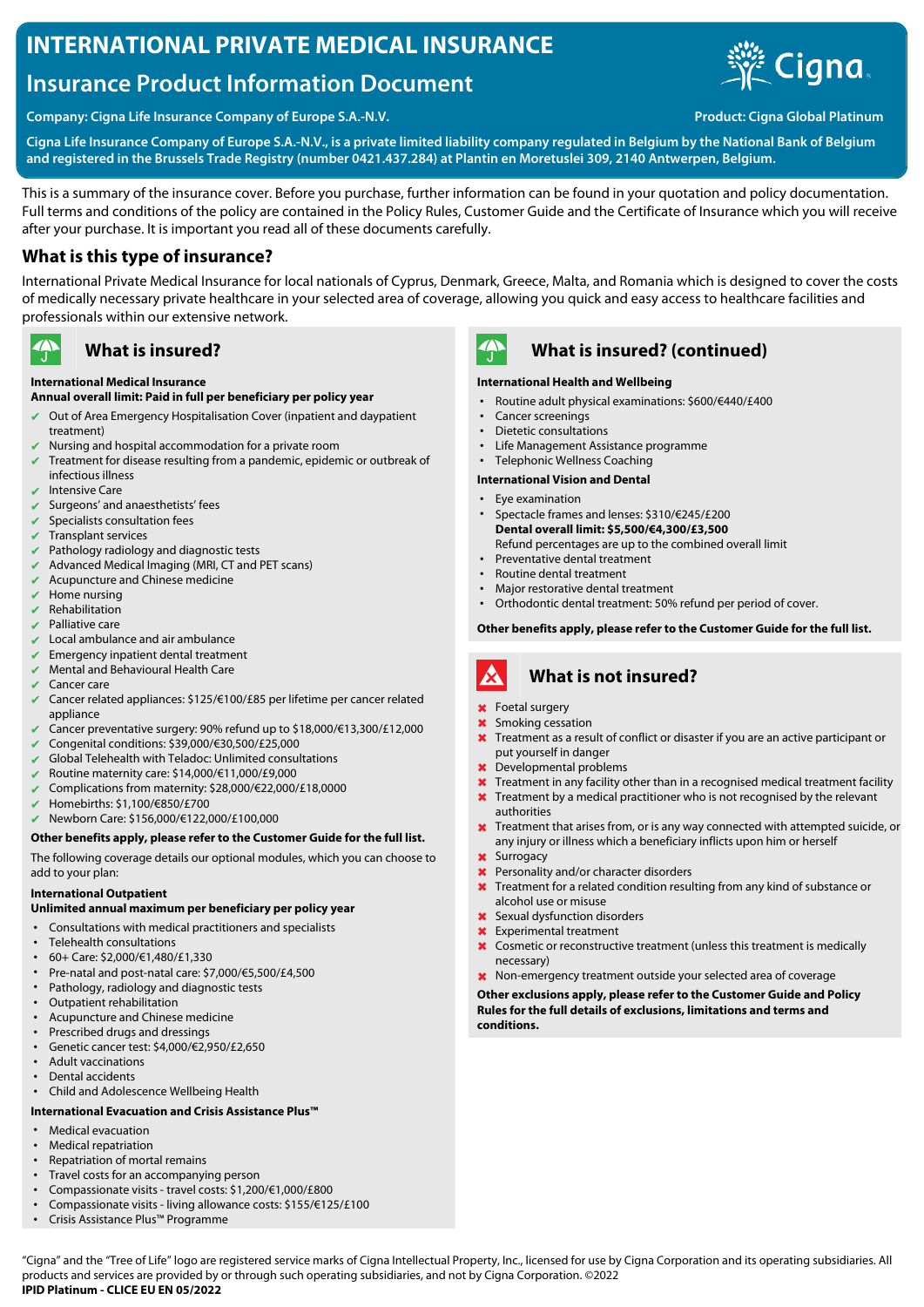# INTERNATIONAL PRIVATE MEDICAL INSURANCE

## Insurance Product Information Document

**Company: Cigna Life Insurance Company of Europe S.A.-N.V.**

**Product: Cigna Global Platinum**

**Cigna Life Insurance Company of Europe S.A.-N.V., is a private limited liability company regulated in Belgium by the National Bank of Belgium and registered in the Brussels Trade Registry (number 0421.437.284) at Plantin en Moretuslei 309, 2140 Antwerpen, Belgium.**

This is a summary of the insurance cover. Before you purchase, further information can be found in your quotation and policy documentation. Full terms and conditions of the policy are contained in the Policy Rules, Customer Guide and the Certificate of Insurance which you will receive after your purchase. It is important you read all of these documents carefully.

## What is this type of insurance?

International Private Medical Insurance for local nationals of Cyprus, Denmark, Greece, Malta, and Romania which is designed to cover the costs of medically necessary private healthcare in your selected area of coverage, allowing you quick and easy access to healthcare facilities and professionals within our extensive network.

## What is insured?

**International Medical Insurance**
**Annual overall limit: Paid in full per beneficiary per policy year**

- ✔ Out of Area Emergency Hospitalisation Cover (inpatient and daypatient treatment)
- ✔ Nursing and hospital accommodation for a private room
- ✔ Treatment for disease resulting from a pandemic, epidemic or outbreak of infectious illness
- ✔ Intensive Care
- ✔ Surgeons' and anaesthetists' fees
- ✔ Specialists consultation fees
- ✔ Transplant services
- ✔ Pathology radiology and diagnostic tests
- ✔ Advanced Medical Imaging (MRI, CT and PET scans)
- ✔ Acupuncture and Chinese medicine
- ✔ Home nursing
- ✔ Rehabilitation
- ✔ Palliative care
- ✔ Local ambulance and air ambulance
- ✔ Emergency inpatient dental treatment
- ✔ Mental and Behavioural Health Care
- ✔ Cancer care
- ✔ Cancer related appliances: $125/€100/£85 per lifetime per cancer related appliance
- ✔ Cancer preventative surgery: 90% refund up to $18,000/€13,300/£12,000
- ✔ Congenital conditions: $39,000/€30,500/£25,000
- ✔ Global Telehealth with Teladoc: Unlimited consultations
- ✔ Routine maternity care: $14,000/€11,000/£9,000
- ✔ Complications from maternity: $28,000/€22,000/£18,0000
- ✔ Homebirths: $1,100/€850/£700
- ✔ Newborn Care: $156,000/€122,000/£100,000

**Other benefits apply, please refer to the Customer Guide for the full list.**

The following coverage details our optional modules, which you can choose to add to your plan:

**International Outpatient**
**Unlimited annual maximum per beneficiary per policy year**

- Consultations with medical practitioners and specialists
- Telehealth consultations
- 60+ Care: $2,000/€1,480/£1,330
- Pre-natal and post-natal care: $7,000/€5,500/£4,500
- Pathology, radiology and diagnostic tests
- Outpatient rehabilitation
- Acupuncture and Chinese medicine
- Prescribed drugs and dressings
- Genetic cancer test: $4,000/€2,950/£2,650
- Adult vaccinations
- Dental accidents
- Child and Adolescence Wellbeing Health

**International Evacuation and Crisis Assistance Plus™**

- Medical evacuation
- Medical repatriation
- Repatriation of mortal remains
- Travel costs for an accompanying person
- Compassionate visits - travel costs: $1,200/€1,000/£800
- Compassionate visits - living allowance costs: $155/€125/£100
- Crisis Assistance Plus™ Programme

## What is insured? (continued)

**International Health and Wellbeing**

- Routine adult physical examinations: $600/€440/£400
- Cancer screenings
- Dietetic consultations
- Life Management Assistance programme
- Telephonic Wellness Coaching

**International Vision and Dental**

- Eye examination
- Spectacle frames and lenses: $310/€245/£200
  **Dental overall limit: $5,500/€4,300/£3,500**
  Refund percentages are up to the combined overall limit
- Preventative dental treatment
- Routine dental treatment
- Major restorative dental treatment
- Orthodontic dental treatment: 50% refund per period of cover.

**Other benefits apply, please refer to the Customer Guide for the full list.**

## What is not insured?

- ✖ Foetal surgery
- ✖ Smoking cessation
- ✖ Treatment as a result of conflict or disaster if you are an active participant or put yourself in danger
- ✖ Developmental problems
- ✖ Treatment in any facility other than in a recognised medical treatment facility
- ✖ Treatment by a medical practitioner who is not recognised by the relevant authorities
- ✖ Treatment that arises from, or is any way connected with attempted suicide, or any injury or illness which a beneficiary inflicts upon him or herself
- ✖ Surrogacy
- ✖ Personality and/or character disorders
- ✖ Treatment for a related condition resulting from any kind of substance or alcohol use or misuse
- ✖ Sexual dysfunction disorders
- ✖ Experimental treatment
- ✖ Cosmetic or reconstructive treatment (unless this treatment is medically necessary)
- ✖ Non-emergency treatment outside your selected area of coverage

**Other exclusions apply, please refer to the Customer Guide and Policy Rules for the full details of exclusions, limitations and terms and conditions.**

"Cigna" and the "Tree of Life" logo are registered service marks of Cigna Intellectual Property, Inc., licensed for use by Cigna Corporation and its operating subsidiaries. All products and services are provided by or through such operating subsidiaries, and not by Cigna Corporation. ©2022
**IPID Platinum - CLICE EU EN 05/2022**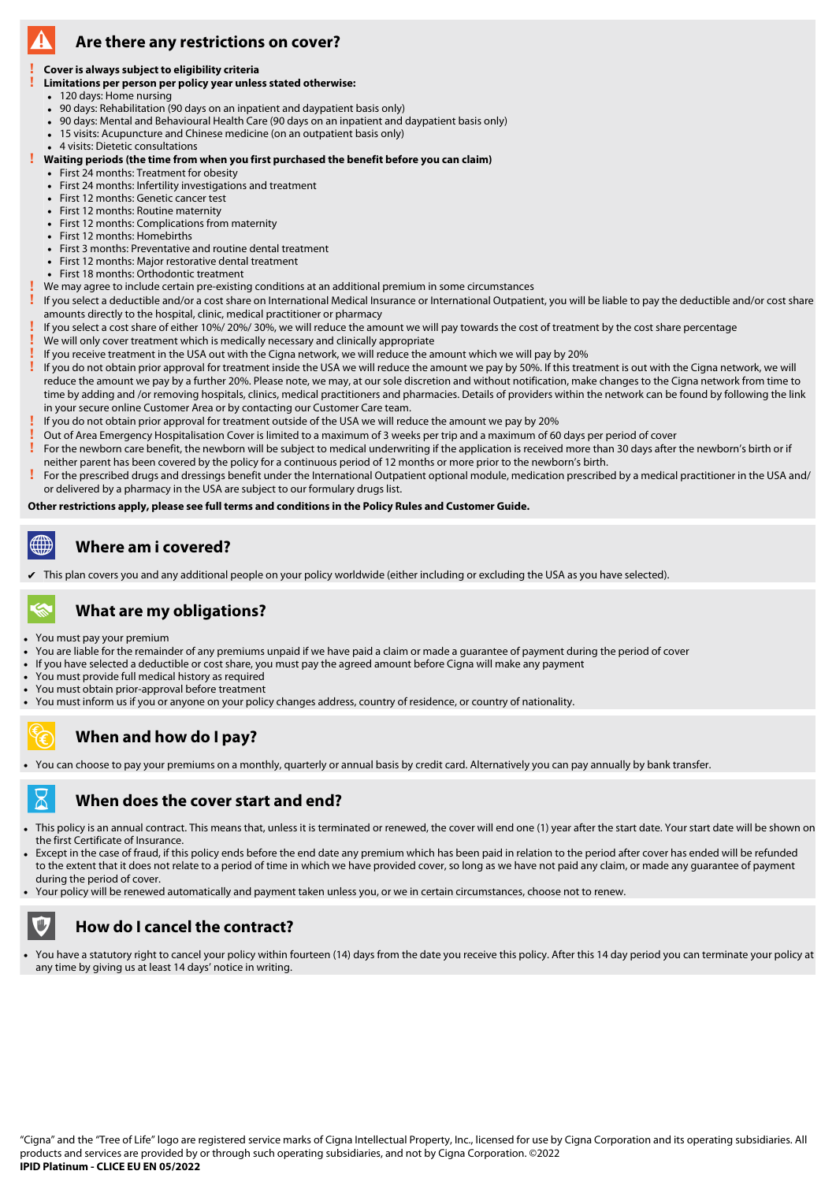## Are there any restrictions on cover?

- **Cover is always subject to eligibility criteria**
- **Limitations per person per policy year unless stated otherwise:**
  - 120 days: Home nursing
  - 90 days: Rehabilitation (90 days on an inpatient and daypatient basis only)
  - 90 days: Mental and Behavioural Health Care (90 days on an inpatient and daypatient basis only)
  - 15 visits: Acupuncture and Chinese medicine (on an outpatient basis only)
  - 4 visits: Dietetic consultations
- **Waiting periods (the time from when you first purchased the benefit before you can claim)**
  - First 24 months: Treatment for obesity
  - First 24 months: Infertility investigations and treatment
  - First 12 months: Genetic cancer test
  - First 12 months: Routine maternity
  - First 12 months: Complications from maternity
  - First 12 months: Homebirths
  - First 3 months: Preventative and routine dental treatment
  - First 12 months: Major restorative dental treatment
  - First 18 months: Orthodontic treatment
- We may agree to include certain pre-existing conditions at an additional premium in some circumstances
- If you select a deductible and/or a cost share on International Medical Insurance or International Outpatient, you will be liable to pay the deductible and/or cost share amounts directly to the hospital, clinic, medical practitioner or pharmacy
- If you select a cost share of either 10%/ 20%/ 30%, we will reduce the amount we will pay towards the cost of treatment by the cost share percentage
- We will only cover treatment which is medically necessary and clinically appropriate
- If you receive treatment in the USA out with the Cigna network, we will reduce the amount which we will pay by 20%
- If you do not obtain prior approval for treatment inside the USA we will reduce the amount we pay by 50%. If this treatment is out with the Cigna network, we will reduce the amount we pay by a further 20%. Please note, we may, at our sole discretion and without notification, make changes to the Cigna network from time to time by adding and /or removing hospitals, clinics, medical practitioners and pharmacies. Details of providers within the network can be found by following the link in your secure online Customer Area or by contacting our Customer Care team.
- If you do not obtain prior approval for treatment outside of the USA we will reduce the amount we pay by 20%
- Out of Area Emergency Hospitalisation Cover is limited to a maximum of 3 weeks per trip and a maximum of 60 days per period of cover
- For the newborn care benefit, the newborn will be subject to medical underwriting if the application is received more than 30 days after the newborn's birth or if neither parent has been covered by the policy for a continuous period of 12 months or more prior to the newborn's birth.
- For the prescribed drugs and dressings benefit under the International Outpatient optional module, medication prescribed by a medical practitioner in the USA and/ or delivered by a pharmacy in the USA are subject to our formulary drugs list.

**Other restrictions apply, please see full terms and conditions in the Policy Rules and Customer Guide.**

## Where am i covered?

- ✔ This plan covers you and any additional people on your policy worldwide (either including or excluding the USA as you have selected).

## What are my obligations?

- You must pay your premium
- You are liable for the remainder of any premiums unpaid if we have paid a claim or made a guarantee of payment during the period of cover
- If you have selected a deductible or cost share, you must pay the agreed amount before Cigna will make any payment
- You must provide full medical history as required
- You must obtain prior-approval before treatment
- You must inform us if you or anyone on your policy changes address, country of residence, or country of nationality.

## When and how do I pay?

- You can choose to pay your premiums on a monthly, quarterly or annual basis by credit card. Alternatively you can pay annually by bank transfer.

## When does the cover start and end?

- This policy is an annual contract. This means that, unless it is terminated or renewed, the cover will end one (1) year after the start date. Your start date will be shown on the first Certificate of Insurance.
- Except in the case of fraud, if this policy ends before the end date any premium which has been paid in relation to the period after cover has ended will be refunded to the extent that it does not relate to a period of time in which we have provided cover, so long as we have not paid any claim, or made any guarantee of payment during the period of cover.
- Your policy will be renewed automatically and payment taken unless you, or we in certain circumstances, choose not to renew.

## How do I cancel the contract?

- You have a statutory right to cancel your policy within fourteen (14) days from the date you receive this policy. After this 14 day period you can terminate your policy at any time by giving us at least 14 days' notice in writing.

"Cigna" and the "Tree of Life" logo are registered service marks of Cigna Intellectual Property, Inc., licensed for use by Cigna Corporation and its operating subsidiaries. All products and services are provided by or through such operating subsidiaries, and not by Cigna Corporation. ©2022

**IPID Platinum - CLICE EU EN 05/2022**